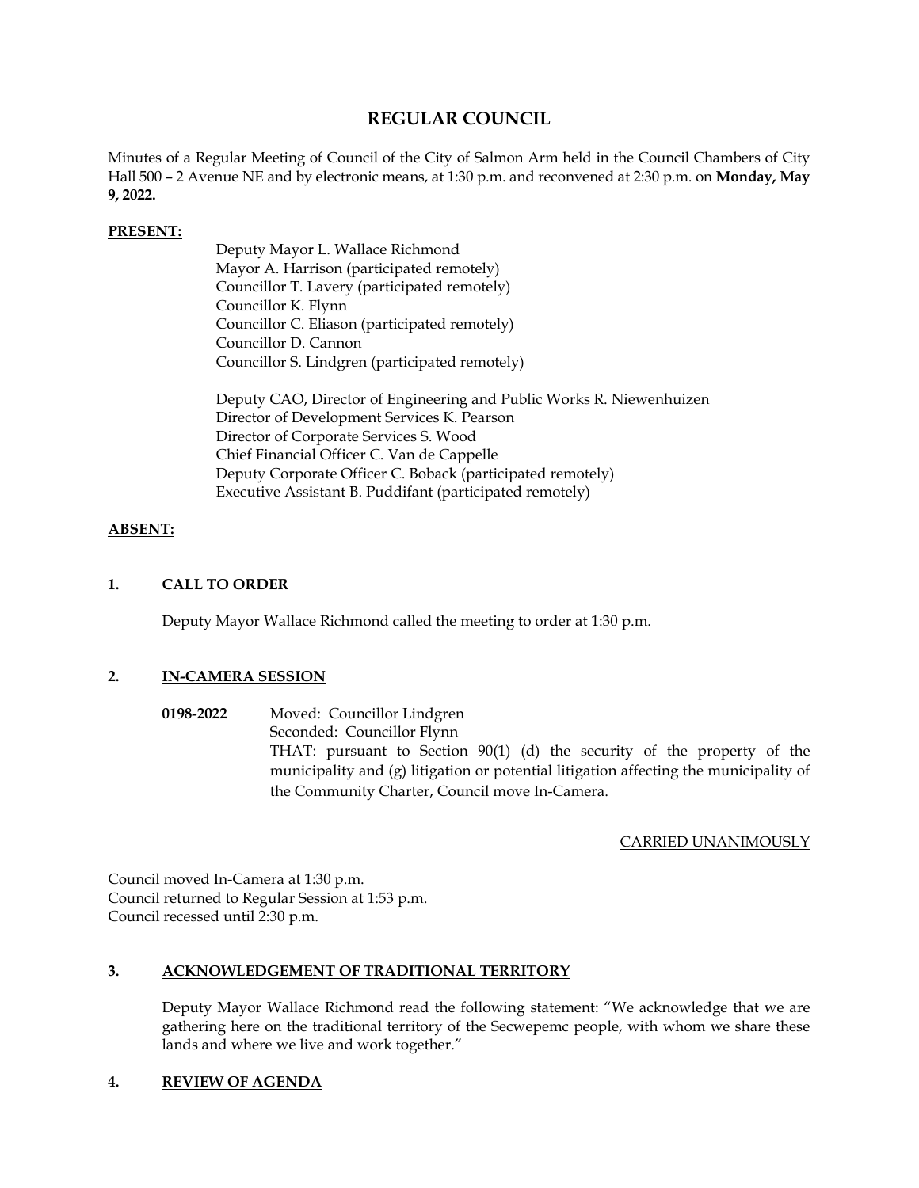# REGULAR COUNCIL

Minutes of a Regular Meeting of Council of the City of Salmon Arm held in the Council Chambers of City Hall 500 – 2 Avenue NE and by electronic means, at 1:30 p.m. and reconvened at 2:30 p.m. on **Monday, May 9, 2022.**

**PRESENT:**

Deputy Mayor L. Wallace Richmond
Mayor A. Harrison (participated remotely)
Councillor T. Lavery (participated remotely)
Councillor K. Flynn
Councillor C. Eliason (participated remotely)
Councillor D. Cannon
Councillor S. Lindgren (participated remotely)

Deputy CAO, Director of Engineering and Public Works R. Niewenhuizen
Director of Development Services K. Pearson
Director of Corporate Services S. Wood
Chief Financial Officer C. Van de Cappelle
Deputy Corporate Officer C. Boback (participated remotely)
Executive Assistant B. Puddifant (participated remotely)

**ABSENT:**

## 1. CALL TO ORDER

Deputy Mayor Wallace Richmond called the meeting to order at 1:30 p.m.

## 2. IN-CAMERA SESSION

**0198-2022** Moved: Councillor Lindgren
Seconded: Councillor Flynn
THAT: pursuant to Section 90(1) (d) the security of the property of the municipality and (g) litigation or potential litigation affecting the municipality of the Community Charter, Council move In-Camera.

CARRIED UNANIMOUSLY

Council moved In-Camera at 1:30 p.m.
Council returned to Regular Session at 1:53 p.m.
Council recessed until 2:30 p.m.

## 3. ACKNOWLEDGEMENT OF TRADITIONAL TERRITORY

Deputy Mayor Wallace Richmond read the following statement: "We acknowledge that we are gathering here on the traditional territory of the Secwepemc people, with whom we share these lands and where we live and work together."

## 4. REVIEW OF AGENDA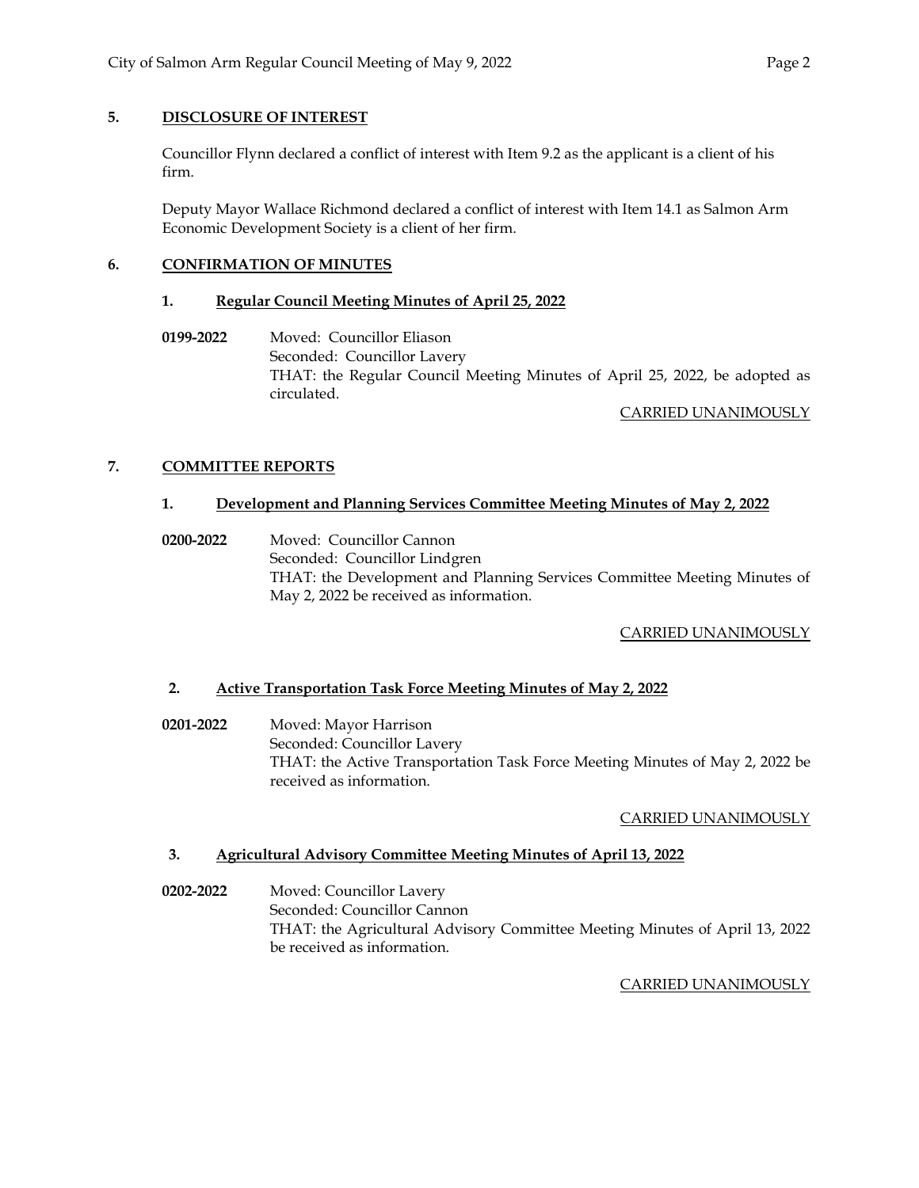## 5. DISCLOSURE OF INTEREST

Councillor Flynn declared a conflict of interest with Item 9.2 as the applicant is a client of his firm.

Deputy Mayor Wallace Richmond declared a conflict of interest with Item 14.1 as Salmon Arm Economic Development Society is a client of her firm.

## 6. CONFIRMATION OF MINUTES

### 1. Regular Council Meeting Minutes of April 25, 2022

**0199-2022** Moved: Councillor Eliason
Seconded: Councillor Lavery
THAT: the Regular Council Meeting Minutes of April 25, 2022, be adopted as circulated.

CARRIED UNANIMOUSLY

## 7. COMMITTEE REPORTS

### 1. Development and Planning Services Committee Meeting Minutes of May 2, 2022

**0200-2022** Moved: Councillor Cannon
Seconded: Councillor Lindgren
THAT: the Development and Planning Services Committee Meeting Minutes of May 2, 2022 be received as information.

CARRIED UNANIMOUSLY

### 2. Active Transportation Task Force Meeting Minutes of May 2, 2022

**0201-2022** Moved: Mayor Harrison
Seconded: Councillor Lavery
THAT: the Active Transportation Task Force Meeting Minutes of May 2, 2022 be received as information.

CARRIED UNANIMOUSLY

### 3. Agricultural Advisory Committee Meeting Minutes of April 13, 2022

**0202-2022** Moved: Councillor Lavery
Seconded: Councillor Cannon
THAT: the Agricultural Advisory Committee Meeting Minutes of April 13, 2022 be received as information.

CARRIED UNANIMOUSLY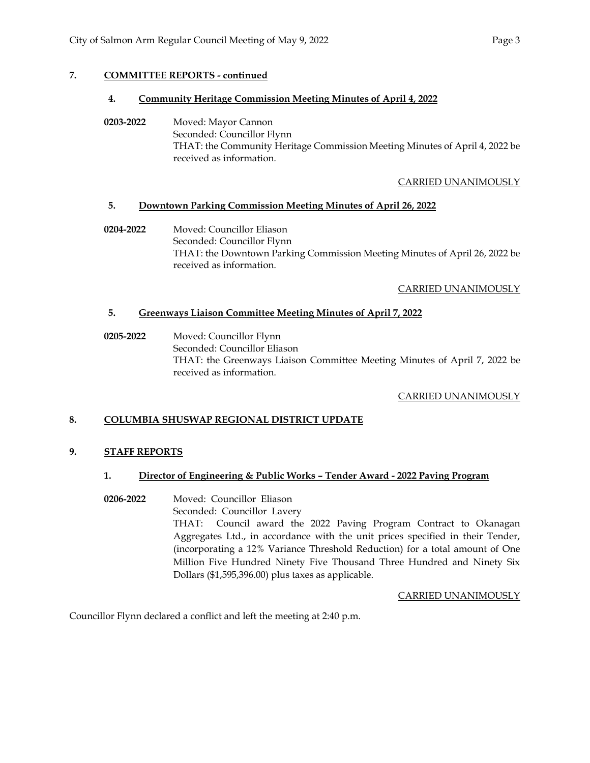## 7. COMMITTEE REPORTS - continued

### 4. Community Heritage Commission Meeting Minutes of April 4, 2022

**0203-2022** Moved: Mayor Cannon
Seconded: Councillor Flynn
THAT: the Community Heritage Commission Meeting Minutes of April 4, 2022 be received as information.

CARRIED UNANIMOUSLY

### 5. Downtown Parking Commission Meeting Minutes of April 26, 2022

**0204-2022** Moved: Councillor Eliason
Seconded: Councillor Flynn
THAT: the Downtown Parking Commission Meeting Minutes of April 26, 2022 be received as information.

CARRIED UNANIMOUSLY

### 5. Greenways Liaison Committee Meeting Minutes of April 7, 2022

**0205-2022** Moved: Councillor Flynn
Seconded: Councillor Eliason
THAT: the Greenways Liaison Committee Meeting Minutes of April 7, 2022 be received as information.

CARRIED UNANIMOUSLY

## 8. COLUMBIA SHUSWAP REGIONAL DISTRICT UPDATE

## 9. STAFF REPORTS

### 1. Director of Engineering & Public Works – Tender Award - 2022 Paving Program

**0206-2022** Moved: Councillor Eliason
Seconded: Councillor Lavery
THAT: Council award the 2022 Paving Program Contract to Okanagan Aggregates Ltd., in accordance with the unit prices specified in their Tender, (incorporating a 12% Variance Threshold Reduction) for a total amount of One Million Five Hundred Ninety Five Thousand Three Hundred and Ninety Six Dollars ($1,595,396.00) plus taxes as applicable.

CARRIED UNANIMOUSLY

Councillor Flynn declared a conflict and left the meeting at 2:40 p.m.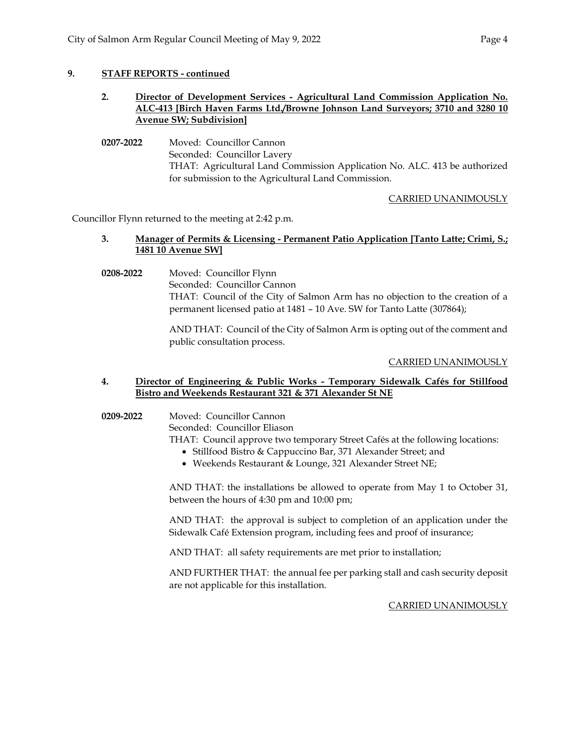## 9. STAFF REPORTS - continued

### 2. Director of Development Services - Agricultural Land Commission Application No. ALC-413 [Birch Haven Farms Ltd./Browne Johnson Land Surveyors; 3710 and 3280 10 Avenue SW; Subdivision]

**0207-2022** Moved: Councillor Cannon
Seconded: Councillor Lavery
THAT: Agricultural Land Commission Application No. ALC. 413 be authorized for submission to the Agricultural Land Commission.

CARRIED UNANIMOUSLY

Councillor Flynn returned to the meeting at 2:42 p.m.

### 3. Manager of Permits & Licensing - Permanent Patio Application [Tanto Latte; Crimi, S.; 1481 10 Avenue SW]

**0208-2022** Moved: Councillor Flynn
Seconded: Councillor Cannon
THAT: Council of the City of Salmon Arm has no objection to the creation of a permanent licensed patio at 1481 – 10 Ave. SW for Tanto Latte (307864);

AND THAT: Council of the City of Salmon Arm is opting out of the comment and public consultation process.

CARRIED UNANIMOUSLY

### 4. Director of Engineering & Public Works - Temporary Sidewalk Cafés for Stillfood Bistro and Weekends Restaurant 321 & 371 Alexander St NE

**0209-2022** Moved: Councillor Cannon
Seconded: Councillor Eliason
THAT: Council approve two temporary Street Cafés at the following locations:

- Stillfood Bistro & Cappuccino Bar, 371 Alexander Street; and
- Weekends Restaurant & Lounge, 321 Alexander Street NE;

AND THAT: the installations be allowed to operate from May 1 to October 31, between the hours of 4:30 pm and 10:00 pm;

AND THAT: the approval is subject to completion of an application under the Sidewalk Café Extension program, including fees and proof of insurance;

AND THAT: all safety requirements are met prior to installation;

AND FURTHER THAT: the annual fee per parking stall and cash security deposit are not applicable for this installation.

CARRIED UNANIMOUSLY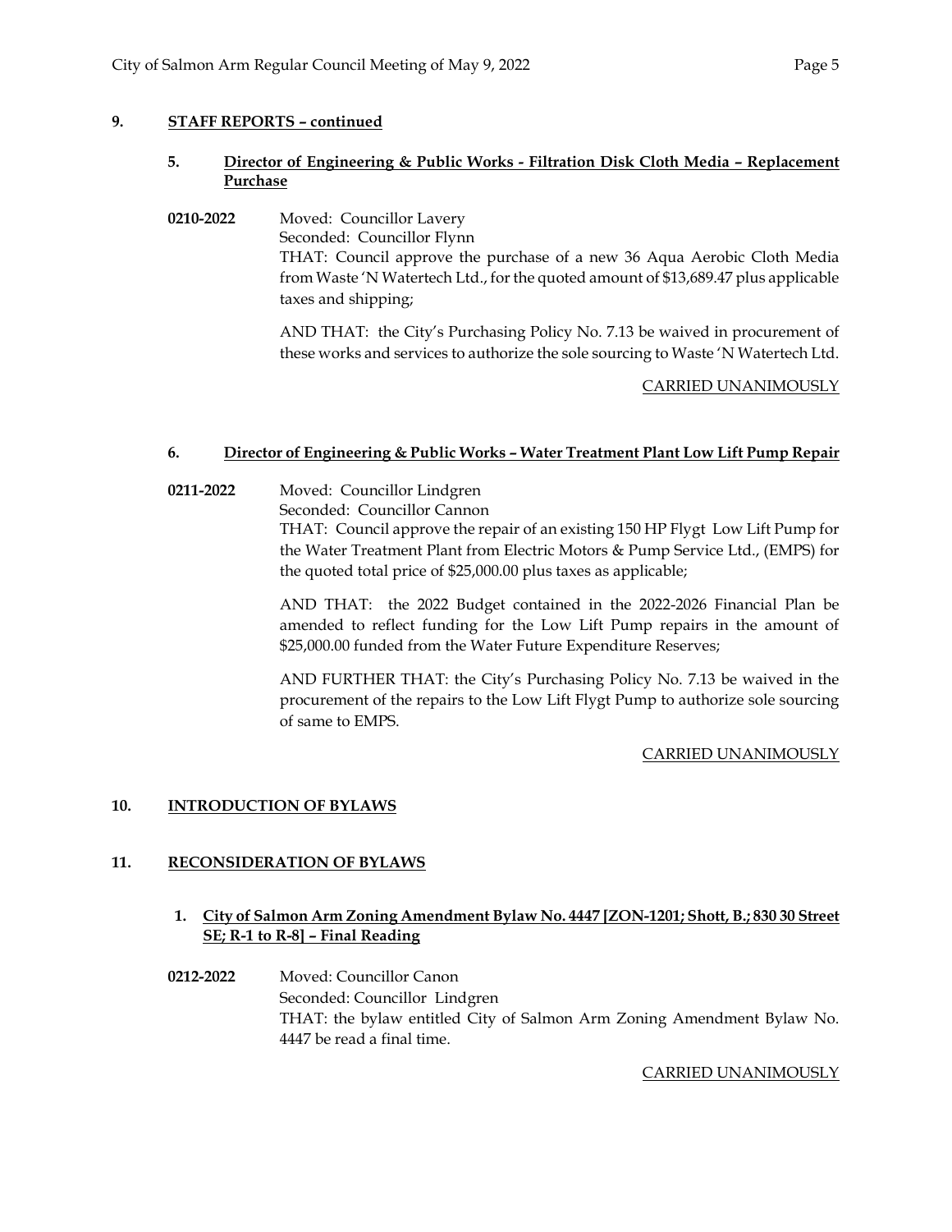## 9. STAFF REPORTS – continued

### 5. Director of Engineering & Public Works - Filtration Disk Cloth Media – Replacement Purchase

**0210-2022** Moved: Councillor Lavery
Seconded: Councillor Flynn
THAT: Council approve the purchase of a new 36 Aqua Aerobic Cloth Media from Waste 'N Watertech Ltd., for the quoted amount of $13,689.47 plus applicable taxes and shipping;

AND THAT: the City's Purchasing Policy No. 7.13 be waived in procurement of these works and services to authorize the sole sourcing to Waste 'N Watertech Ltd.

CARRIED UNANIMOUSLY

### 6. Director of Engineering & Public Works – Water Treatment Plant Low Lift Pump Repair

**0211-2022** Moved: Councillor Lindgren
Seconded: Councillor Cannon
THAT: Council approve the repair of an existing 150 HP Flygt Low Lift Pump for the Water Treatment Plant from Electric Motors & Pump Service Ltd., (EMPS) for the quoted total price of $25,000.00 plus taxes as applicable;

AND THAT: the 2022 Budget contained in the 2022-2026 Financial Plan be amended to reflect funding for the Low Lift Pump repairs in the amount of $25,000.00 funded from the Water Future Expenditure Reserves;

AND FURTHER THAT: the City's Purchasing Policy No. 7.13 be waived in the procurement of the repairs to the Low Lift Flygt Pump to authorize sole sourcing of same to EMPS.

CARRIED UNANIMOUSLY

## 10. INTRODUCTION OF BYLAWS

## 11. RECONSIDERATION OF BYLAWS

### 1. City of Salmon Arm Zoning Amendment Bylaw No. 4447 [ZON-1201; Shott, B.; 830 30 Street SE; R-1 to R-8] – Final Reading

**0212-2022** Moved: Councillor Canon
Seconded: Councillor Lindgren
THAT: the bylaw entitled City of Salmon Arm Zoning Amendment Bylaw No. 4447 be read a final time.

CARRIED UNANIMOUSLY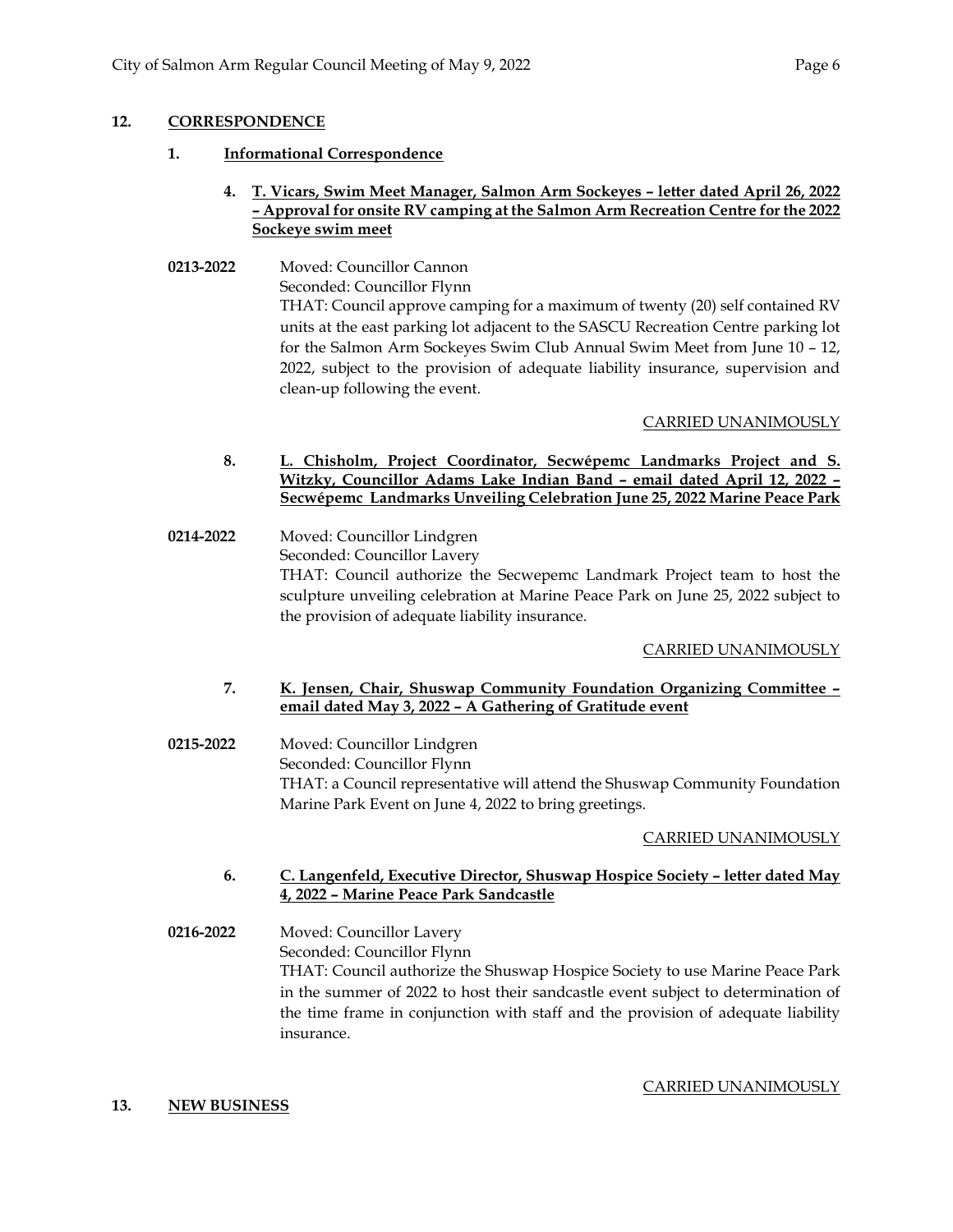## 12. CORRESPONDENCE

### 1. Informational Correspondence

**4. T. Vicars, Swim Meet Manager, Salmon Arm Sockeyes – letter dated April 26, 2022 – Approval for onsite RV camping at the Salmon Arm Recreation Centre for the 2022 Sockeye swim meet**

**0213-2022** Moved: Councillor Cannon
Seconded: Councillor Flynn
THAT: Council approve camping for a maximum of twenty (20) self contained RV units at the east parking lot adjacent to the SASCU Recreation Centre parking lot for the Salmon Arm Sockeyes Swim Club Annual Swim Meet from June 10 – 12, 2022, subject to the provision of adequate liability insurance, supervision and clean-up following the event.

CARRIED UNANIMOUSLY

**8. L. Chisholm, Project Coordinator, Secwépemc Landmarks Project and S. Witzky, Councillor Adams Lake Indian Band – email dated April 12, 2022 – Secwépemc Landmarks Unveiling Celebration June 25, 2022 Marine Peace Park**

**0214-2022** Moved: Councillor Lindgren
Seconded: Councillor Lavery
THAT: Council authorize the Secwepemc Landmark Project team to host the sculpture unveiling celebration at Marine Peace Park on June 25, 2022 subject to the provision of adequate liability insurance.

CARRIED UNANIMOUSLY

**7. K. Jensen, Chair, Shuswap Community Foundation Organizing Committee – email dated May 3, 2022 – A Gathering of Gratitude event**

**0215-2022** Moved: Councillor Lindgren
Seconded: Councillor Flynn
THAT: a Council representative will attend the Shuswap Community Foundation Marine Park Event on June 4, 2022 to bring greetings.

CARRIED UNANIMOUSLY

**6. C. Langenfeld, Executive Director, Shuswap Hospice Society – letter dated May 4, 2022 – Marine Peace Park Sandcastle**

**0216-2022** Moved: Councillor Lavery
Seconded: Councillor Flynn
THAT: Council authorize the Shuswap Hospice Society to use Marine Peace Park in the summer of 2022 to host their sandcastle event subject to determination of the time frame in conjunction with staff and the provision of adequate liability insurance.

CARRIED UNANIMOUSLY

## 13. NEW BUSINESS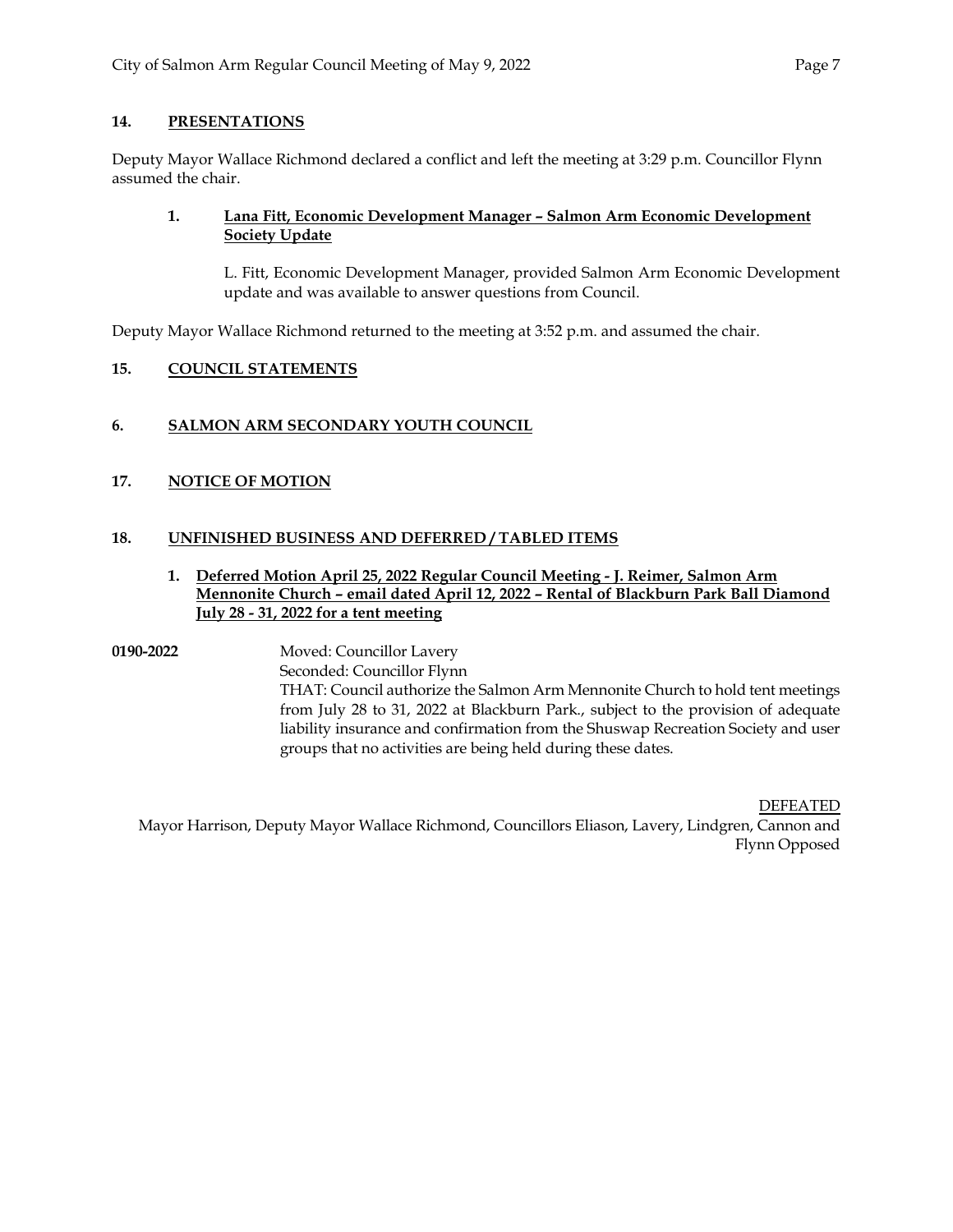## 14. PRESENTATIONS

Deputy Mayor Wallace Richmond declared a conflict and left the meeting at 3:29 p.m. Councillor Flynn assumed the chair.

### 1. Lana Fitt, Economic Development Manager – Salmon Arm Economic Development Society Update

L. Fitt, Economic Development Manager, provided Salmon Arm Economic Development update and was available to answer questions from Council.

Deputy Mayor Wallace Richmond returned to the meeting at 3:52 p.m. and assumed the chair.

## 15. COUNCIL STATEMENTS

## 6. SALMON ARM SECONDARY YOUTH COUNCIL

## 17. NOTICE OF MOTION

## 18. UNFINISHED BUSINESS AND DEFERRED / TABLED ITEMS

### 1. Deferred Motion April 25, 2022 Regular Council Meeting - J. Reimer, Salmon Arm Mennonite Church – email dated April 12, 2022 – Rental of Blackburn Park Ball Diamond July 28 - 31, 2022 for a tent meeting

**0190-2022**

Moved: Councillor Lavery
Seconded: Councillor Flynn
THAT: Council authorize the Salmon Arm Mennonite Church to hold tent meetings from July 28 to 31, 2022 at Blackburn Park., subject to the provision of adequate liability insurance and confirmation from the Shuswap Recreation Society and user groups that no activities are being held during these dates.

DEFEATED
Mayor Harrison, Deputy Mayor Wallace Richmond, Councillors Eliason, Lavery, Lindgren, Cannon and Flynn Opposed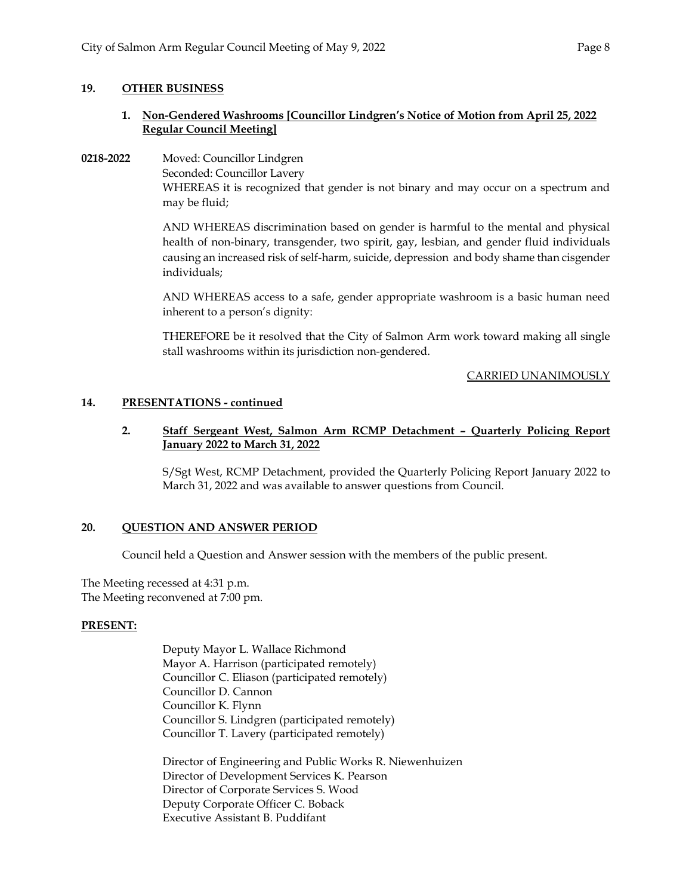## 19. OTHER BUSINESS

### 1. Non-Gendered Washrooms [Councillor Lindgren's Notice of Motion from April 25, 2022 Regular Council Meeting]

**0218-2022** Moved: Councillor Lindgren
Seconded: Councillor Lavery
WHEREAS it is recognized that gender is not binary and may occur on a spectrum and may be fluid;

AND WHEREAS discrimination based on gender is harmful to the mental and physical health of non-binary, transgender, two spirit, gay, lesbian, and gender fluid individuals causing an increased risk of self-harm, suicide, depression and body shame than cisgender individuals;

AND WHEREAS access to a safe, gender appropriate washroom is a basic human need inherent to a person's dignity:

THEREFORE be it resolved that the City of Salmon Arm work toward making all single stall washrooms within its jurisdiction non-gendered.

CARRIED UNANIMOUSLY

## 14. PRESENTATIONS - continued

### 2. Staff Sergeant West, Salmon Arm RCMP Detachment – Quarterly Policing Report January 2022 to March 31, 2022

S/Sgt West, RCMP Detachment, provided the Quarterly Policing Report January 2022 to March 31, 2022 and was available to answer questions from Council.

## 20. QUESTION AND ANSWER PERIOD

Council held a Question and Answer session with the members of the public present.

The Meeting recessed at 4:31 p.m.
The Meeting reconvened at 7:00 pm.

**PRESENT:**

Deputy Mayor L. Wallace Richmond
Mayor A. Harrison (participated remotely)
Councillor C. Eliason (participated remotely)
Councillor D. Cannon
Councillor K. Flynn
Councillor S. Lindgren (participated remotely)
Councillor T. Lavery (participated remotely)

Director of Engineering and Public Works R. Niewenhuizen
Director of Development Services K. Pearson
Director of Corporate Services S. Wood
Deputy Corporate Officer C. Boback
Executive Assistant B. Puddifant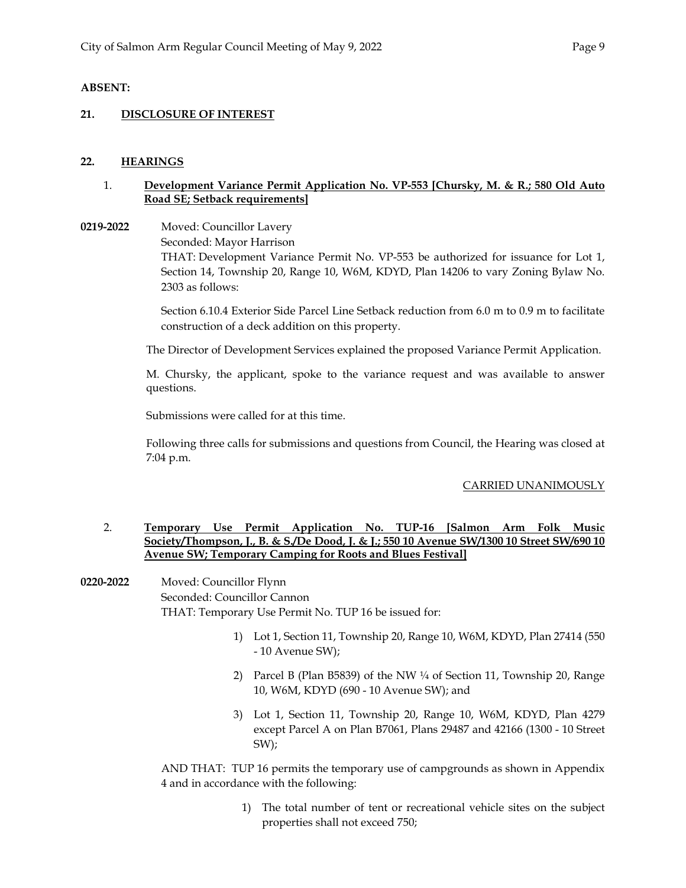**ABSENT:**

**21. DISCLOSURE OF INTEREST**

**22. HEARINGS**

1. **Development Variance Permit Application No. VP-553 [Chursky, M. & R.; 580 Old Auto Road SE; Setback requirements]**

**0219-2022** Moved: Councillor Lavery
Seconded: Mayor Harrison
THAT: Development Variance Permit No. VP-553 be authorized for issuance for Lot 1, Section 14, Township 20, Range 10, W6M, KDYD, Plan 14206 to vary Zoning Bylaw No. 2303 as follows:

Section 6.10.4 Exterior Side Parcel Line Setback reduction from 6.0 m to 0.9 m to facilitate construction of a deck addition on this property.

The Director of Development Services explained the proposed Variance Permit Application.

M. Chursky, the applicant, spoke to the variance request and was available to answer questions.

Submissions were called for at this time.

Following three calls for submissions and questions from Council, the Hearing was closed at 7:04 p.m.

CARRIED UNANIMOUSLY

2. **Temporary Use Permit Application No. TUP-16 [Salmon Arm Folk Music Society/Thompson, J., B. & S./De Dood, J. & J.; 550 10 Avenue SW/1300 10 Street SW/690 10 Avenue SW; Temporary Camping for Roots and Blues Festival]**

**0220-2022** Moved: Councillor Flynn
Seconded: Councillor Cannon
THAT: Temporary Use Permit No. TUP 16 be issued for:

1) Lot 1, Section 11, Township 20, Range 10, W6M, KDYD, Plan 27414 (550 - 10 Avenue SW);

2) Parcel B (Plan B5839) of the NW ¼ of Section 11, Township 20, Range 10, W6M, KDYD (690 - 10 Avenue SW); and

3) Lot 1, Section 11, Township 20, Range 10, W6M, KDYD, Plan 4279 except Parcel A on Plan B7061, Plans 29487 and 42166 (1300 - 10 Street SW);

AND THAT: TUP 16 permits the temporary use of campgrounds as shown in Appendix 4 and in accordance with the following:

1) The total number of tent or recreational vehicle sites on the subject properties shall not exceed 750;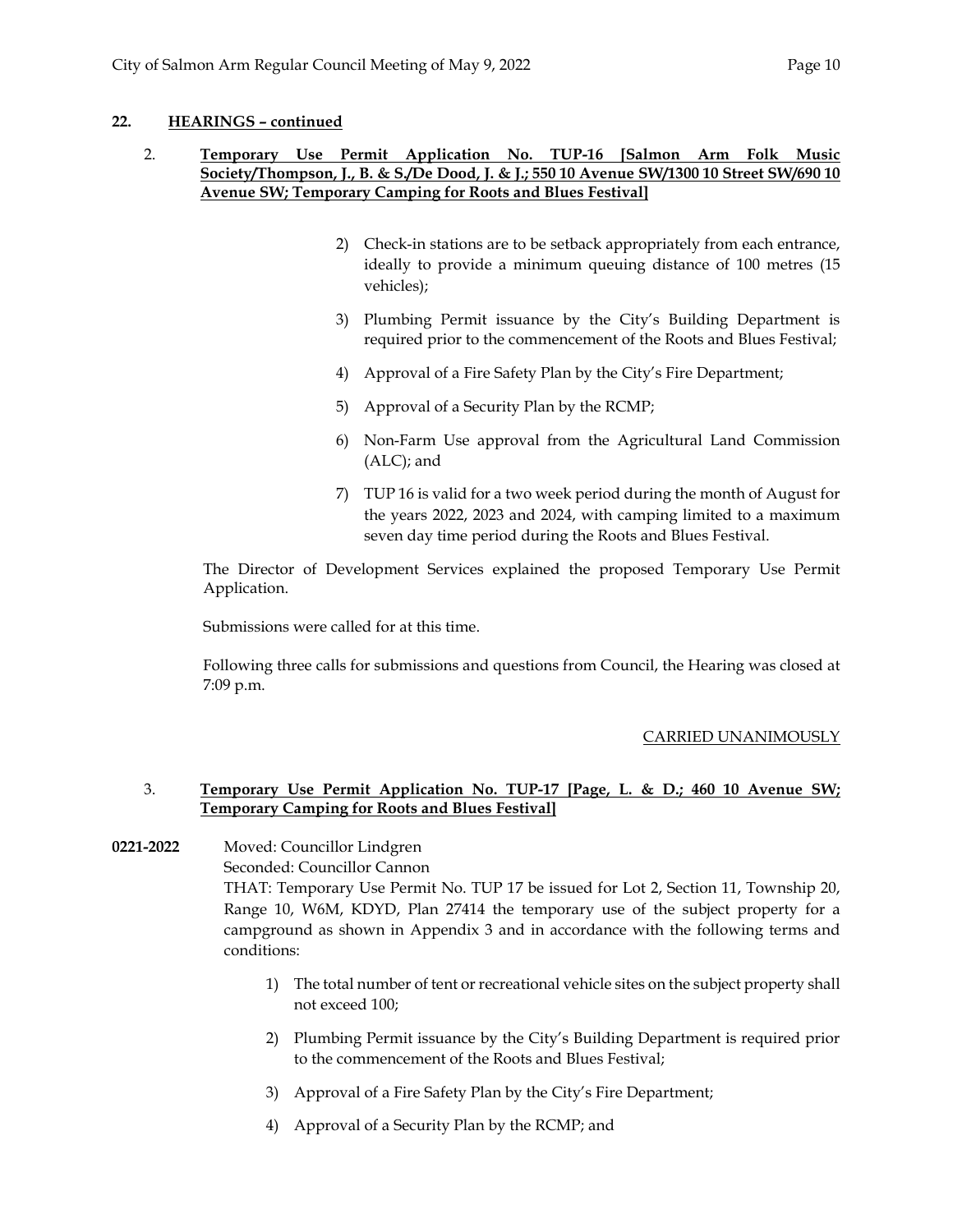## 22. HEARINGS – continued

2. **Temporary Use Permit Application No. TUP-16 [Salmon Arm Folk Music Society/Thompson, J., B. & S./De Dood, J. & J.; 550 10 Avenue SW/1300 10 Street SW/690 10 Avenue SW; Temporary Camping for Roots and Blues Festival]**

   2) Check-in stations are to be setback appropriately from each entrance, ideally to provide a minimum queuing distance of 100 metres (15 vehicles);

   3) Plumbing Permit issuance by the City's Building Department is required prior to the commencement of the Roots and Blues Festival;

   4) Approval of a Fire Safety Plan by the City's Fire Department;

   5) Approval of a Security Plan by the RCMP;

   6) Non-Farm Use approval from the Agricultural Land Commission (ALC); and

   7) TUP 16 is valid for a two week period during the month of August for the years 2022, 2023 and 2024, with camping limited to a maximum seven day time period during the Roots and Blues Festival.

   The Director of Development Services explained the proposed Temporary Use Permit Application.

   Submissions were called for at this time.

   Following three calls for submissions and questions from Council, the Hearing was closed at 7:09 p.m.

   CARRIED UNANIMOUSLY

3. **Temporary Use Permit Application No. TUP-17 [Page, L. & D.; 460 10 Avenue SW; Temporary Camping for Roots and Blues Festival]**

**0221-2022** Moved: Councillor Lindgren
Seconded: Councillor Cannon
THAT: Temporary Use Permit No. TUP 17 be issued for Lot 2, Section 11, Township 20, Range 10, W6M, KDYD, Plan 27414 the temporary use of the subject property for a campground as shown in Appendix 3 and in accordance with the following terms and conditions:

1) The total number of tent or recreational vehicle sites on the subject property shall not exceed 100;

2) Plumbing Permit issuance by the City's Building Department is required prior to the commencement of the Roots and Blues Festival;

3) Approval of a Fire Safety Plan by the City's Fire Department;

4) Approval of a Security Plan by the RCMP; and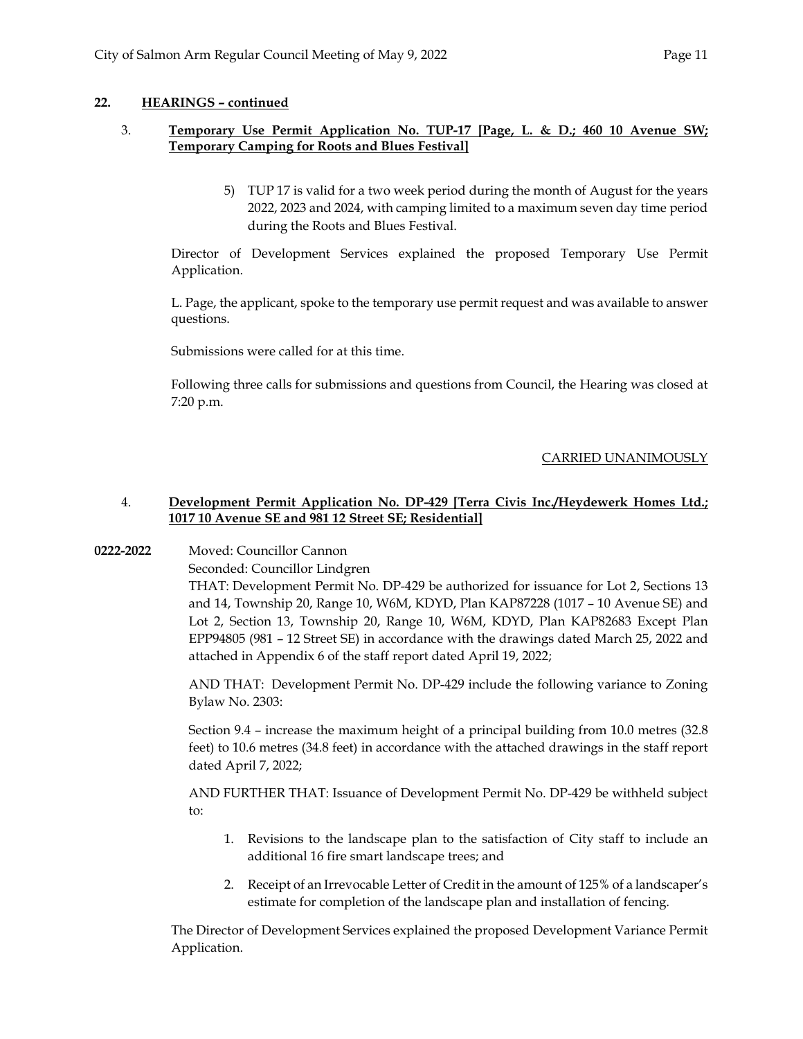**22. HEARINGS – continued**

3. **Temporary Use Permit Application No. TUP-17 [Page, L. & D.; 460 10 Avenue SW; Temporary Camping for Roots and Blues Festival]**

    5) TUP 17 is valid for a two week period during the month of August for the years 2022, 2023 and 2024, with camping limited to a maximum seven day time period during the Roots and Blues Festival.

    Director of Development Services explained the proposed Temporary Use Permit Application.

    L. Page, the applicant, spoke to the temporary use permit request and was available to answer questions.

    Submissions were called for at this time.

    Following three calls for submissions and questions from Council, the Hearing was closed at 7:20 p.m.

    CARRIED UNANIMOUSLY

4. **Development Permit Application No. DP-429 [Terra Civis Inc./Heydewerk Homes Ltd.; 1017 10 Avenue SE and 981 12 Street SE; Residential]**

**0222-2022** Moved: Councillor Cannon
Seconded: Councillor Lindgren
THAT: Development Permit No. DP-429 be authorized for issuance for Lot 2, Sections 13 and 14, Township 20, Range 10, W6M, KDYD, Plan KAP87228 (1017 – 10 Avenue SE) and Lot 2, Section 13, Township 20, Range 10, W6M, KDYD, Plan KAP82683 Except Plan EPP94805 (981 – 12 Street SE) in accordance with the drawings dated March 25, 2022 and attached in Appendix 6 of the staff report dated April 19, 2022;

AND THAT: Development Permit No. DP-429 include the following variance to Zoning Bylaw No. 2303:

Section 9.4 – increase the maximum height of a principal building from 10.0 metres (32.8 feet) to 10.6 metres (34.8 feet) in accordance with the attached drawings in the staff report dated April 7, 2022;

AND FURTHER THAT: Issuance of Development Permit No. DP-429 be withheld subject to:

1. Revisions to the landscape plan to the satisfaction of City staff to include an additional 16 fire smart landscape trees; and
2. Receipt of an Irrevocable Letter of Credit in the amount of 125% of a landscaper's estimate for completion of the landscape plan and installation of fencing.

The Director of Development Services explained the proposed Development Variance Permit Application.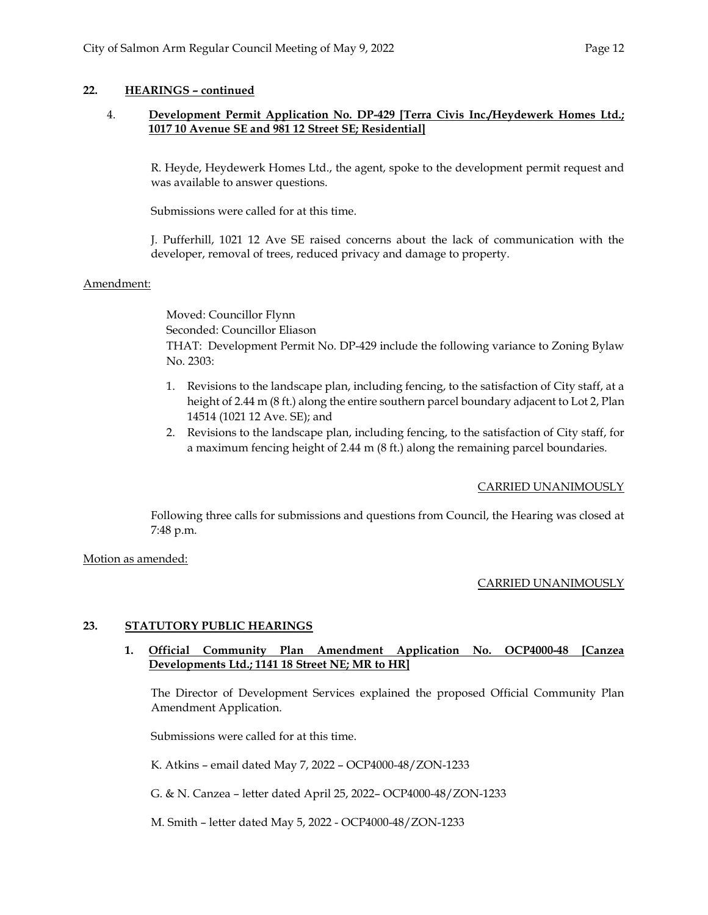## 22. HEARINGS – continued

### 4. Development Permit Application No. DP-429 [Terra Civis Inc./Heydewerk Homes Ltd.; 1017 10 Avenue SE and 981 12 Street SE; Residential]

R. Heyde, Heydewerk Homes Ltd., the agent, spoke to the development permit request and was available to answer questions.

Submissions were called for at this time.

J. Pufferhill, 1021 12 Ave SE raised concerns about the lack of communication with the developer, removal of trees, reduced privacy and damage to property.

Amendment:

Moved: Councillor Flynn
Seconded: Councillor Eliason
THAT: Development Permit No. DP-429 include the following variance to Zoning Bylaw No. 2303:

1. Revisions to the landscape plan, including fencing, to the satisfaction of City staff, at a height of 2.44 m (8 ft.) along the entire southern parcel boundary adjacent to Lot 2, Plan 14514 (1021 12 Ave. SE); and
2. Revisions to the landscape plan, including fencing, to the satisfaction of City staff, for a maximum fencing height of 2.44 m (8 ft.) along the remaining parcel boundaries.

CARRIED UNANIMOUSLY

Following three calls for submissions and questions from Council, the Hearing was closed at 7:48 p.m.

Motion as amended:

CARRIED UNANIMOUSLY

## 23. STATUTORY PUBLIC HEARINGS

### 1. Official Community Plan Amendment Application No. OCP4000-48 [Canzea Developments Ltd.; 1141 18 Street NE; MR to HR]

The Director of Development Services explained the proposed Official Community Plan Amendment Application.

Submissions were called for at this time.

K. Atkins – email dated May 7, 2022 – OCP4000-48/ZON-1233

G. & N. Canzea – letter dated April 25, 2022– OCP4000-48/ZON-1233

M. Smith – letter dated May 5, 2022 - OCP4000-48/ZON-1233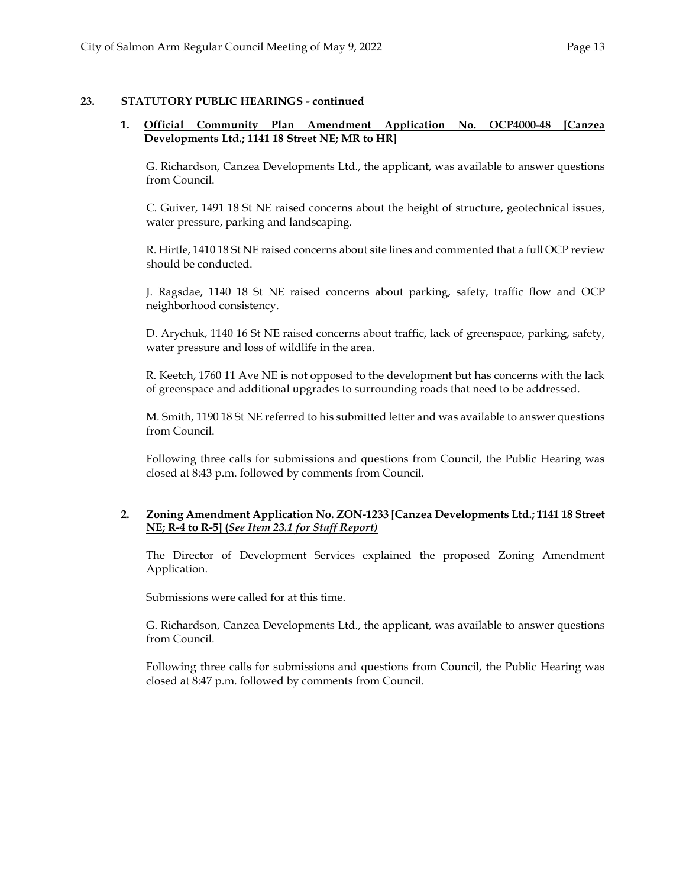**23. STATUTORY PUBLIC HEARINGS - continued**

**1. Official Community Plan Amendment Application No. OCP4000-48 [Canzea Developments Ltd.; 1141 18 Street NE; MR to HR]**

G. Richardson, Canzea Developments Ltd., the applicant, was available to answer questions from Council.

C. Guiver, 1491 18 St NE raised concerns about the height of structure, geotechnical issues, water pressure, parking and landscaping.

R. Hirtle, 1410 18 St NE raised concerns about site lines and commented that a full OCP review should be conducted.

J. Ragsdae, 1140 18 St NE raised concerns about parking, safety, traffic flow and OCP neighborhood consistency.

D. Arychuk, 1140 16 St NE raised concerns about traffic, lack of greenspace, parking, safety, water pressure and loss of wildlife in the area.

R. Keetch, 1760 11 Ave NE is not opposed to the development but has concerns with the lack of greenspace and additional upgrades to surrounding roads that need to be addressed.

M. Smith, 1190 18 St NE referred to his submitted letter and was available to answer questions from Council.

Following three calls for submissions and questions from Council, the Public Hearing was closed at 8:43 p.m. followed by comments from Council.

**2. Zoning Amendment Application No. ZON-1233 [Canzea Developments Ltd.; 1141 18 Street NE; R-4 to R-5] (*See Item 23.1 for Staff Report)***

The Director of Development Services explained the proposed Zoning Amendment Application.

Submissions were called for at this time.

G. Richardson, Canzea Developments Ltd., the applicant, was available to answer questions from Council.

Following three calls for submissions and questions from Council, the Public Hearing was closed at 8:47 p.m. followed by comments from Council.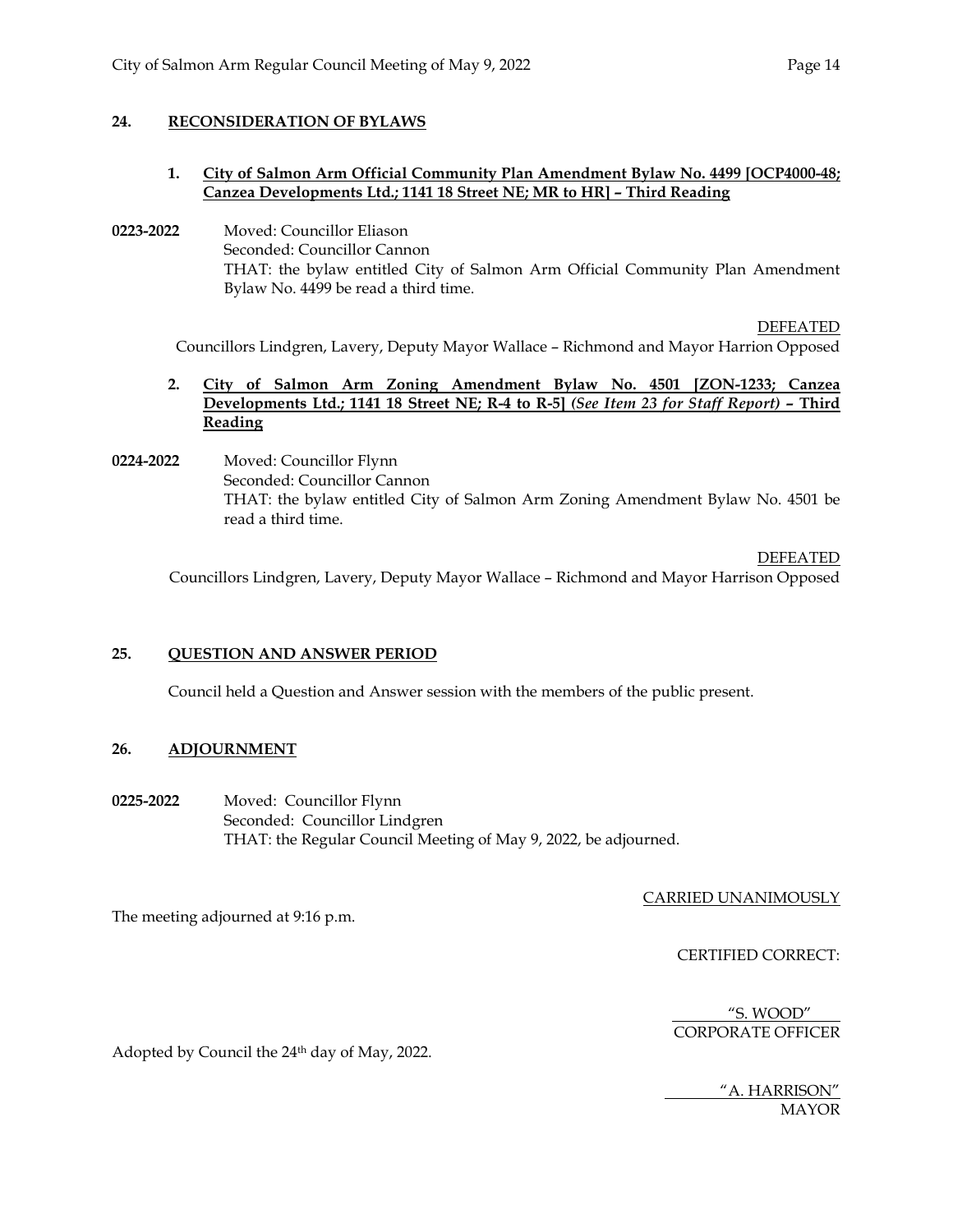## 24. RECONSIDERATION OF BYLAWS

**1. City of Salmon Arm Official Community Plan Amendment Bylaw No. 4499 [OCP4000-48; Canzea Developments Ltd.; 1141 18 Street NE; MR to HR] – Third Reading**

**0223-2022** Moved: Councillor Eliason
Seconded: Councillor Cannon
THAT: the bylaw entitled City of Salmon Arm Official Community Plan Amendment Bylaw No. 4499 be read a third time.

DEFEATED
Councillors Lindgren, Lavery, Deputy Mayor Wallace – Richmond and Mayor Harrion Opposed

**2. City of Salmon Arm Zoning Amendment Bylaw No. 4501 [ZON-1233; Canzea Developments Ltd.; 1141 18 Street NE; R-4 to R-5] *(See Item 23 for Staff Report)* – Third Reading**

**0224-2022** Moved: Councillor Flynn
Seconded: Councillor Cannon
THAT: the bylaw entitled City of Salmon Arm Zoning Amendment Bylaw No. 4501 be read a third time.

DEFEATED
Councillors Lindgren, Lavery, Deputy Mayor Wallace – Richmond and Mayor Harrison Opposed

## 25. QUESTION AND ANSWER PERIOD

Council held a Question and Answer session with the members of the public present.

## 26. ADJOURNMENT

**0225-2022** Moved: Councillor Flynn
Seconded: Councillor Lindgren
THAT: the Regular Council Meeting of May 9, 2022, be adjourned.

CARRIED UNANIMOUSLY

The meeting adjourned at 9:16 p.m.

CERTIFIED CORRECT:

"S. WOOD"
CORPORATE OFFICER

Adopted by Council the 24th day of May, 2022.

"A. HARRISON"
MAYOR